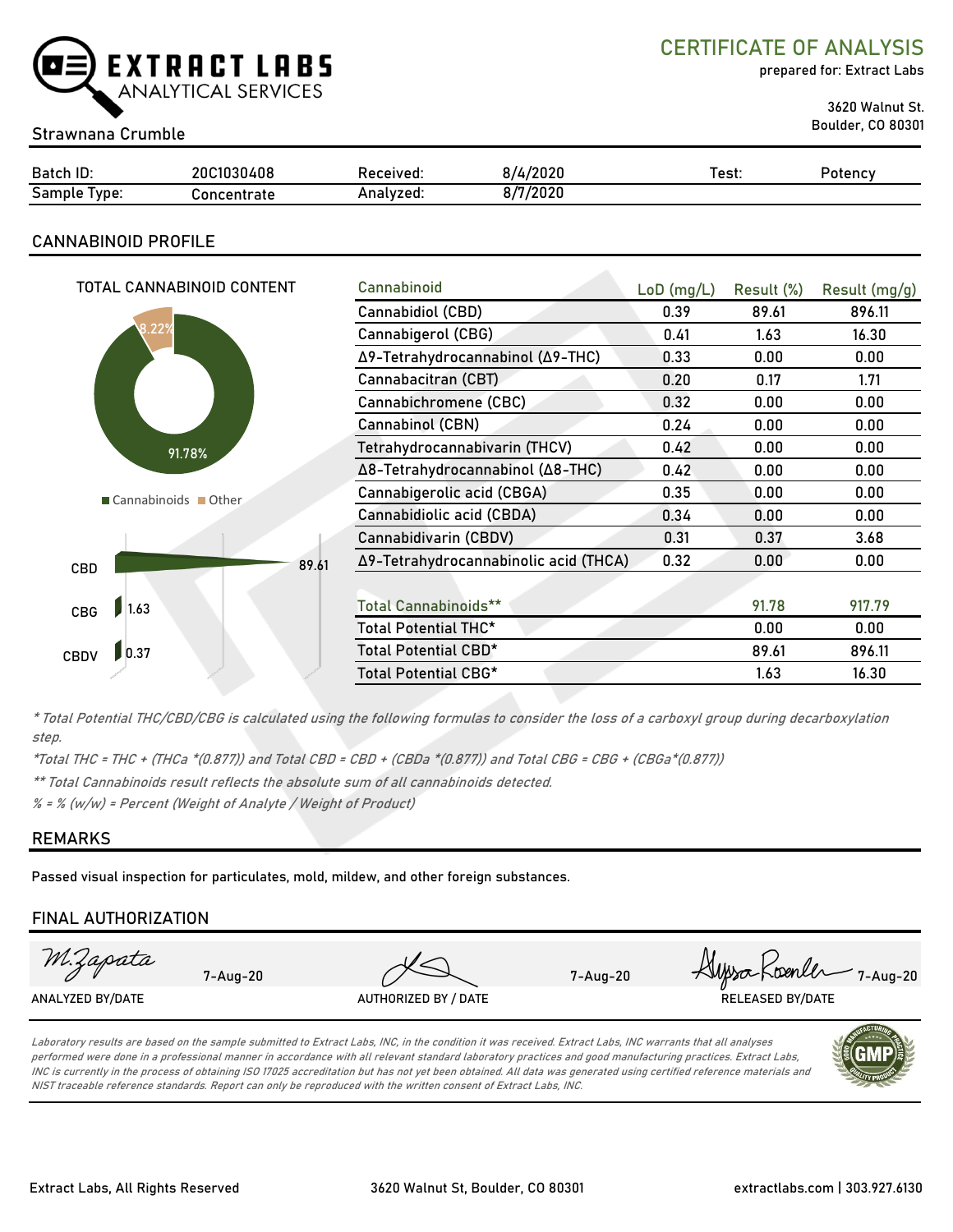# EXTRACT LABS ANALYTICAL SERVICES

## CERTIFICATE OF ANALYSIS

prepared for: Extract Labs

3620 Walnut St.
Boulder, CO 80301

Strawnana Crumble

| Batch ID: | 20C1030408 | Received: | 8/4/2020 | Test: | Potency |
|---|---|---|---|---|---|
| Sample Type: | Concentrate | Analyzed: | 8/7/2020 | | |

## CANNABINOID PROFILE

TOTAL CANNABINOID CONTENT

- Cannabinoids: 91.78%
- Other: 8.22%

| Cannabinoid | Value |
|---|---|
| CBD | 89.61 |
| CBG | 1.63 |
| CBDV | 0.37 |

| Cannabinoid | LoD (mg/L) | Result (%) | Result (mg/g) |
|---|---|---|---|
| Cannabidiol (CBD) | 0.39 | 89.61 | 896.11 |
| Cannabigerol (CBG) | 0.41 | 1.63 | 16.30 |
| Δ9-Tetrahydrocannabinol (Δ9-THC) | 0.33 | 0.00 | 0.00 |
| Cannabacitran (CBT) | 0.20 | 0.17 | 1.71 |
| Cannabichromene (CBC) | 0.32 | 0.00 | 0.00 |
| Cannabinol (CBN) | 0.24 | 0.00 | 0.00 |
| Tetrahydrocannabivarin (THCV) | 0.42 | 0.00 | 0.00 |
| Δ8-Tetrahydrocannabinol (Δ8-THC) | 0.42 | 0.00 | 0.00 |
| Cannabigerolic acid (CBGA) | 0.35 | 0.00 | 0.00 |
| Cannabidiolic acid (CBDA) | 0.34 | 0.00 | 0.00 |
| Cannabidivarin (CBDV) | 0.31 | 0.37 | 3.68 |
| Δ9-Tetrahydrocannabinolic acid (THCA) | 0.32 | 0.00 | 0.00 |
| Total Cannabinoids** | | 91.78 | 917.79 |
| Total Potential THC* | | 0.00 | 0.00 |
| Total Potential CBD* | | 89.61 | 896.11 |
| Total Potential CBG* | | 1.63 | 16.30 |

*\* Total Potential THC/CBD/CBG is calculated using the following formulas to consider the loss of a carboxyl group during decarboxylation step.*

*\*Total THC = THC + (THCa \*(0.877)) and Total CBD = CBD + (CBDa \*(0.877)) and Total CBG = CBG + (CBGa\*(0.877))*

*\*\* Total Cannabinoids result reflects the absolute sum of all cannabinoids detected.*

*% = % (w/w) = Percent (Weight of Analyte / Weight of Product)*

## REMARKS

Passed visual inspection for particulates, mold, mildew, and other foreign substances.

## FINAL AUTHORIZATION

| M. Zapata 7-Aug-20 | [signature] 7-Aug-20 | Alyssa Roenler 7-Aug-20 |
|---|---|---|
| ANALYZED BY/DATE | AUTHORIZED BY / DATE | RELEASED BY/DATE |

*Laboratory results are based on the sample submitted to Extract Labs, INC, in the condition it was received. Extract Labs, INC warrants that all analyses performed were done in a professional manner in accordance with all relevant standard laboratory practices and good manufacturing practices. Extract Labs, INC is currently in the process of obtaining ISO 17025 accreditation but has not yet been obtained. All data was generated using certified reference materials and NIST traceable reference standards. Report can only be reproduced with the written consent of Extract Labs, INC.*

Extract Labs, All Rights Reserved | 3620 Walnut St, Boulder, CO 80301 | extractlabs.com | 303.927.6130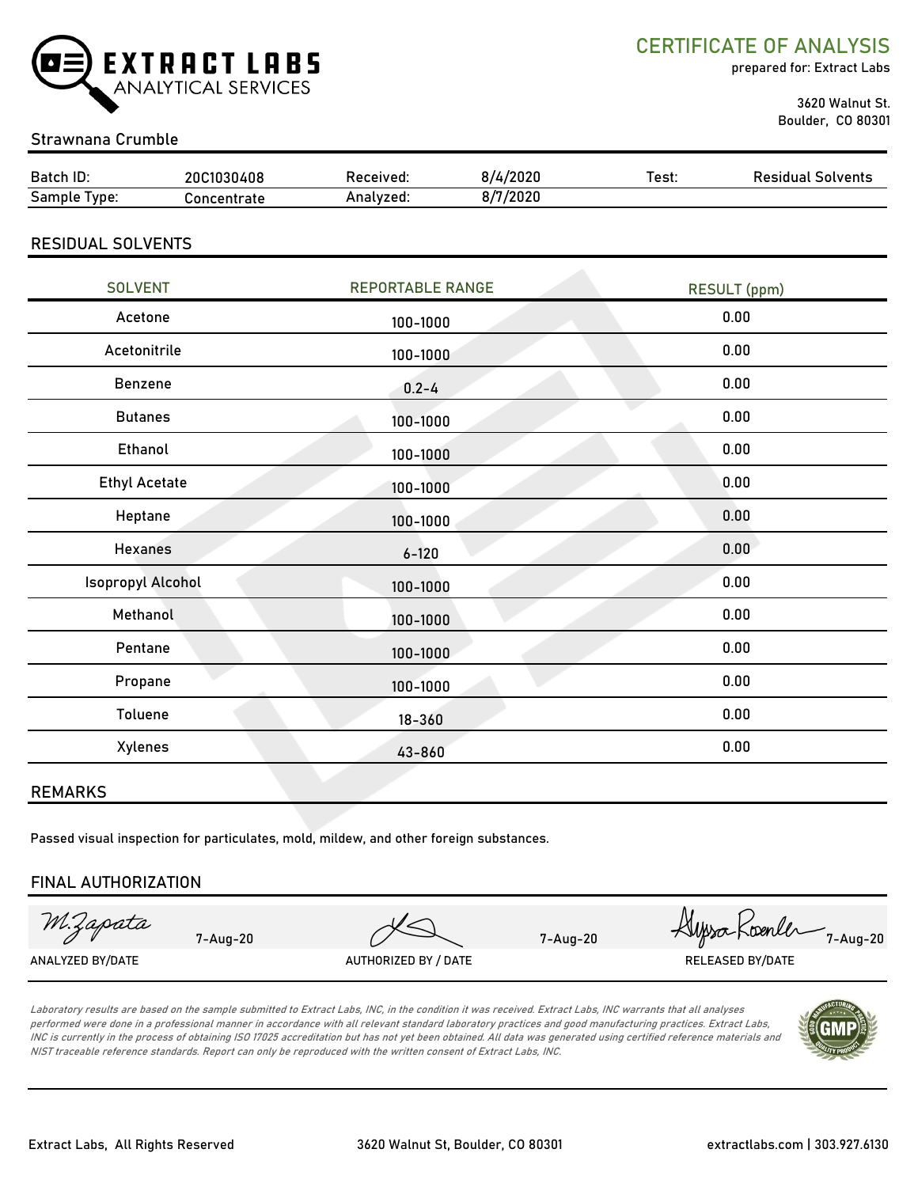EXTRACT LABS ANALYTICAL SERVICES

## CERTIFICATE OF ANALYSIS

prepared for: Extract Labs

3620 Walnut St.
Boulder, CO 80301

### Strawnana Crumble

| Batch ID: | 20C1030408 | Received: | 8/4/2020 | Test: | Residual Solvents |
|---|---|---|---|---|---|
| Sample Type: | Concentrate | Analyzed: | 8/7/2020 | | |

## RESIDUAL SOLVENTS

| SOLVENT | REPORTABLE RANGE | RESULT (ppm) |
|---|---|---|
| Acetone | 100-1000 | 0.00 |
| Acetonitrile | 100-1000 | 0.00 |
| Benzene | 0.2-4 | 0.00 |
| Butanes | 100-1000 | 0.00 |
| Ethanol | 100-1000 | 0.00 |
| Ethyl Acetate | 100-1000 | 0.00 |
| Heptane | 100-1000 | 0.00 |
| Hexanes | 6-120 | 0.00 |
| Isopropyl Alcohol | 100-1000 | 0.00 |
| Methanol | 100-1000 | 0.00 |
| Pentane | 100-1000 | 0.00 |
| Propane | 100-1000 | 0.00 |
| Toluene | 18-360 | 0.00 |
| Xylenes | 43-860 | 0.00 |

## REMARKS

Passed visual inspection for particulates, mold, mildew, and other foreign substances.

## FINAL AUTHORIZATION

| M.Zapata 7-Aug-20 | 7-Aug-20 | Alyssa Roenler 7-Aug-20 |
|---|---|---|
| ANALYZED BY/DATE | AUTHORIZED BY / DATE | RELEASED BY/DATE |

*Laboratory results are based on the sample submitted to Extract Labs, INC, in the condition it was received. Extract Labs, INC warrants that all analyses performed were done in a professional manner in accordance with all relevant standard laboratory practices and good manufacturing practices. Extract Labs, INC is currently in the process of obtaining ISO 17025 accreditation but has not yet been obtained. All data was generated using certified reference materials and NIST traceable reference standards. Report can only be reproduced with the written consent of Extract Labs, INC.*

Extract Labs, All Rights Reserved | 3620 Walnut St, Boulder, CO 80301 | extractlabs.com | 303.927.6130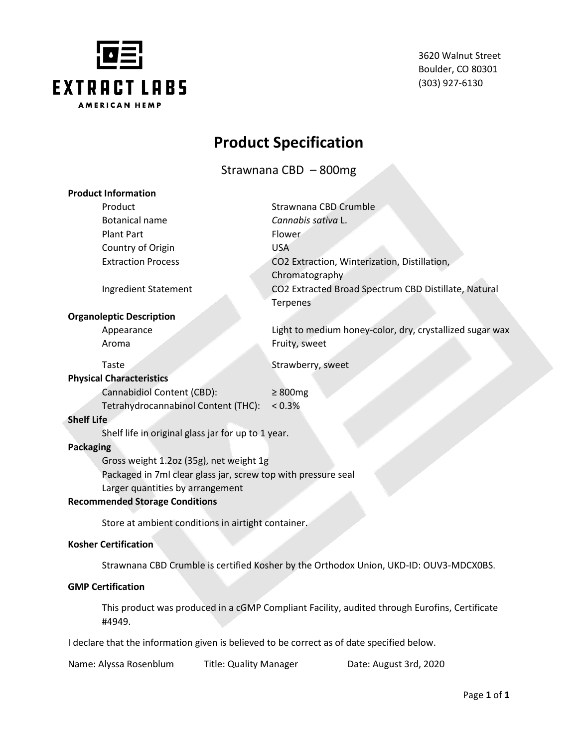**EXTRACT LABS**
**AMERICAN HEMP**

3620 Walnut Street
Boulder, CO 80301
(303) 927-6130

# Product Specification

## Strawnana CBD – 800mg

**Product Information**

| | |
|---|---|
| Product | Strawnana CBD Crumble |
| Botanical name | *Cannabis sativa* L. |
| Plant Part | Flower |
| Country of Origin | USA |
| Extraction Process | $CO_2$ Extraction, Winterization, Distillation, Chromatography |
| Ingredient Statement | $CO_2$ Extracted Broad Spectrum CBD Distillate, Natural Terpenes |

**Organoleptic Description**

| | |
|---|---|
| Appearance | Light to medium honey-color, dry, crystallized sugar wax |
| Aroma | Fruity, sweet |
| Taste | Strawberry, sweet |

**Physical Characteristics**

| | |
|---|---|
| Cannabidiol Content (CBD): | ≥ 800mg |
| Tetrahydrocannabinol Content (THC): | < 0.3% |

**Shelf Life**

Shelf life in original glass jar for up to 1 year.

**Packaging**

Gross weight 1.2oz (35g), net weight 1g
Packaged in 7ml clear glass jar, screw top with pressure seal
Larger quantities by arrangement

**Recommended Storage Conditions**

Store at ambient conditions in airtight container.

**Kosher Certification**

Strawnana CBD Crumble is certified Kosher by the Orthodox Union, UKD-ID: OUV3-MDCX0BS.

**GMP Certification**

This product was produced in a cGMP Compliant Facility, audited through Eurofins, Certificate #4949.

I declare that the information given is believed to be correct as of date specified below.

Name: Alyssa Rosenblum Title: Quality Manager Date: August 3rd, 2020